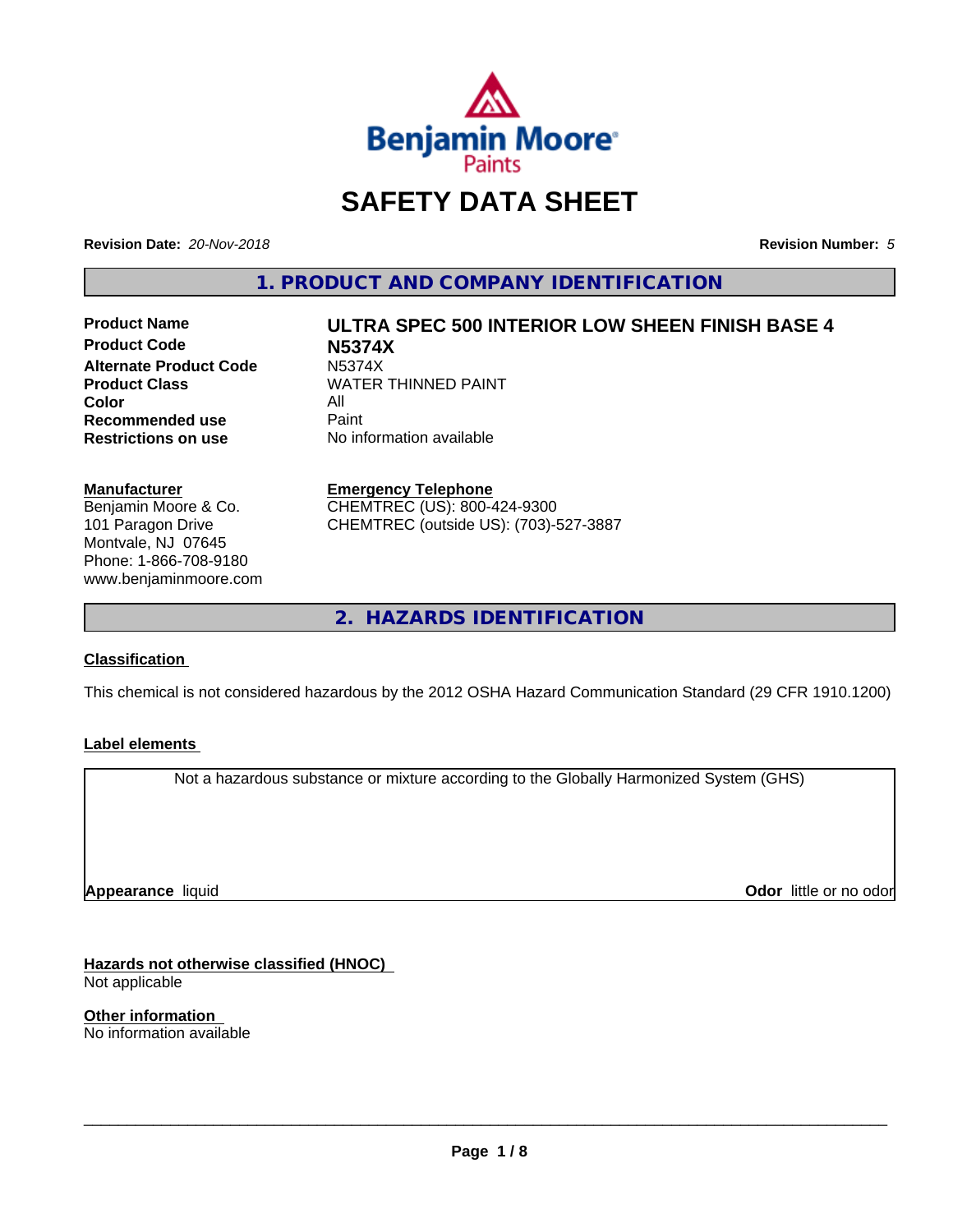Benjamin Moore Paints

# SAFETY DATA SHEET

**Revision Date:** *20-Nov-2018*

**Revision Number:** *5*

## 1. PRODUCT AND COMPANY IDENTIFICATION

| | |
|---|---|
| **Product Name** | **ULTRA SPEC 500 INTERIOR LOW SHEEN FINISH BASE 4** |
| **Product Code** | **N5374X** |
| **Alternate Product Code** | N5374X |
| **Product Class** | WATER THINNED PAINT |
| **Color** | All |
| **Recommended use** | Paint |
| **Restrictions on use** | No information available |

**Manufacturer**
Benjamin Moore & Co.
101 Paragon Drive
Montvale, NJ 07645
Phone: 1-866-708-9180
www.benjaminmoore.com

**Emergency Telephone**
CHEMTREC (US): 800-424-9300
CHEMTREC (outside US): (703)-527-3887

## 2. HAZARDS IDENTIFICATION

### Classification

This chemical is not considered hazardous by the 2012 OSHA Hazard Communication Standard (29 CFR 1910.1200)

### Label elements

Not a hazardous substance or mixture according to the Globally Harmonized System (GHS)

**Appearance** liquid

**Odor** little or no odor

### Hazards not otherwise classified (HNOC)

Not applicable

### Other information

No information available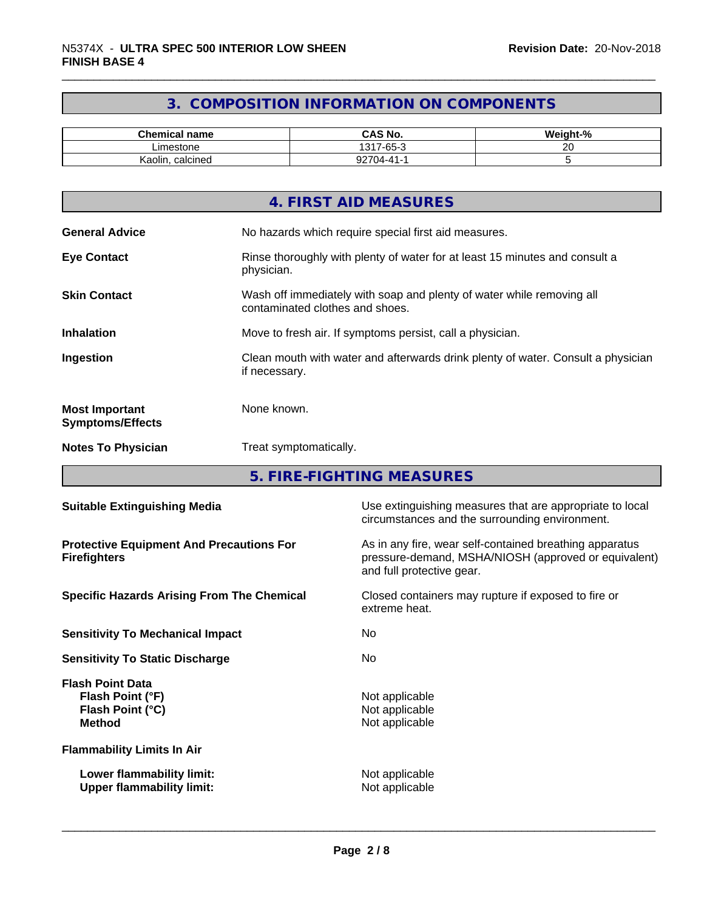## 3. COMPOSITION INFORMATION ON COMPONENTS

| Chemical name | CAS No. | Weight-% |
|---|---|---|
| Limestone | 1317-65-3 | 20 |
| Kaolin, calcined | 92704-41-1 | 5 |

## 4. FIRST AID MEASURES

**General Advice** No hazards which require special first aid measures.

**Eye Contact** Rinse thoroughly with plenty of water for at least 15 minutes and consult a physician.

**Skin Contact** Wash off immediately with soap and plenty of water while removing all contaminated clothes and shoes.

**Inhalation** Move to fresh air. If symptoms persist, call a physician.

**Ingestion** Clean mouth with water and afterwards drink plenty of water. Consult a physician if necessary.

**Most Important Symptoms/Effects** None known.

**Notes To Physician** Treat symptomatically.

## 5. FIRE-FIGHTING MEASURES

**Suitable Extinguishing Media** Use extinguishing measures that are appropriate to local circumstances and the surrounding environment.

**Protective Equipment And Precautions For Firefighters** As in any fire, wear self-contained breathing apparatus pressure-demand, MSHA/NIOSH (approved or equivalent) and full protective gear.

**Specific Hazards Arising From The Chemical** Closed containers may rupture if exposed to fire or extreme heat.

**Sensitivity To Mechanical Impact** No

**Sensitivity To Static Discharge** No

**Flash Point Data**
- **Flash Point (°F)** Not applicable
- **Flash Point (°C)** Not applicable
- **Method** Not applicable

**Flammability Limits In Air**
- **Lower flammability limit:** Not applicable
- **Upper flammability limit:** Not applicable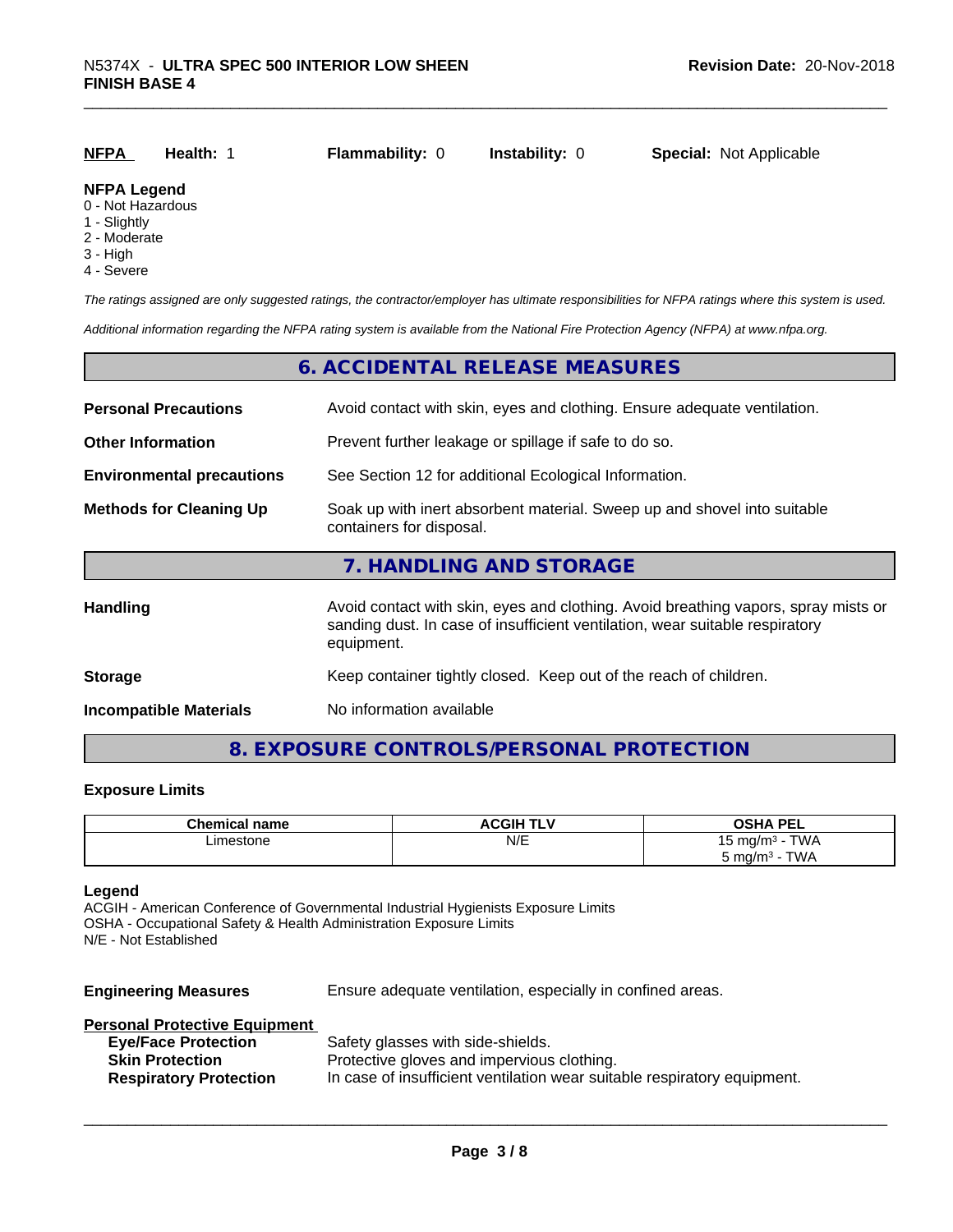| NFPA | Health: 1 | Flammability: 0 | Instability: 0 | Special: Not Applicable |
|---|---|---|---|---|

**NFPA Legend**
0 - Not Hazardous
1 - Slightly
2 - Moderate
3 - High
4 - Severe

*The ratings assigned are only suggested ratings, the contractor/employer has ultimate responsibilities for NFPA ratings where this system is used.*

*Additional information regarding the NFPA rating system is available from the National Fire Protection Agency (NFPA) at www.nfpa.org.*

## 6. ACCIDENTAL RELEASE MEASURES

**Personal Precautions** Avoid contact with skin, eyes and clothing. Ensure adequate ventilation.

**Other Information** Prevent further leakage or spillage if safe to do so.

**Environmental precautions** See Section 12 for additional Ecological Information.

**Methods for Cleaning Up** Soak up with inert absorbent material. Sweep up and shovel into suitable containers for disposal.

## 7. HANDLING AND STORAGE

**Handling** Avoid contact with skin, eyes and clothing. Avoid breathing vapors, spray mists or sanding dust. In case of insufficient ventilation, wear suitable respiratory equipment.

**Storage** Keep container tightly closed. Keep out of the reach of children.

**Incompatible Materials** No information available

## 8. EXPOSURE CONTROLS/PERSONAL PROTECTION

### Exposure Limits

| Chemical name | ACGIH TLV | OSHA PEL |
|---|---|---|
| Limestone | N/E | 15 mg/m³ - TWA<br>5 mg/m³ - TWA |

**Legend**
ACGIH - American Conference of Governmental Industrial Hygienists Exposure Limits
OSHA - Occupational Safety & Health Administration Exposure Limits
N/E - Not Established

**Engineering Measures** Ensure adequate ventilation, especially in confined areas.

**Personal Protective Equipment**
**Eye/Face Protection** Safety glasses with side-shields.
**Skin Protection** Protective gloves and impervious clothing.
**Respiratory Protection** In case of insufficient ventilation wear suitable respiratory equipment.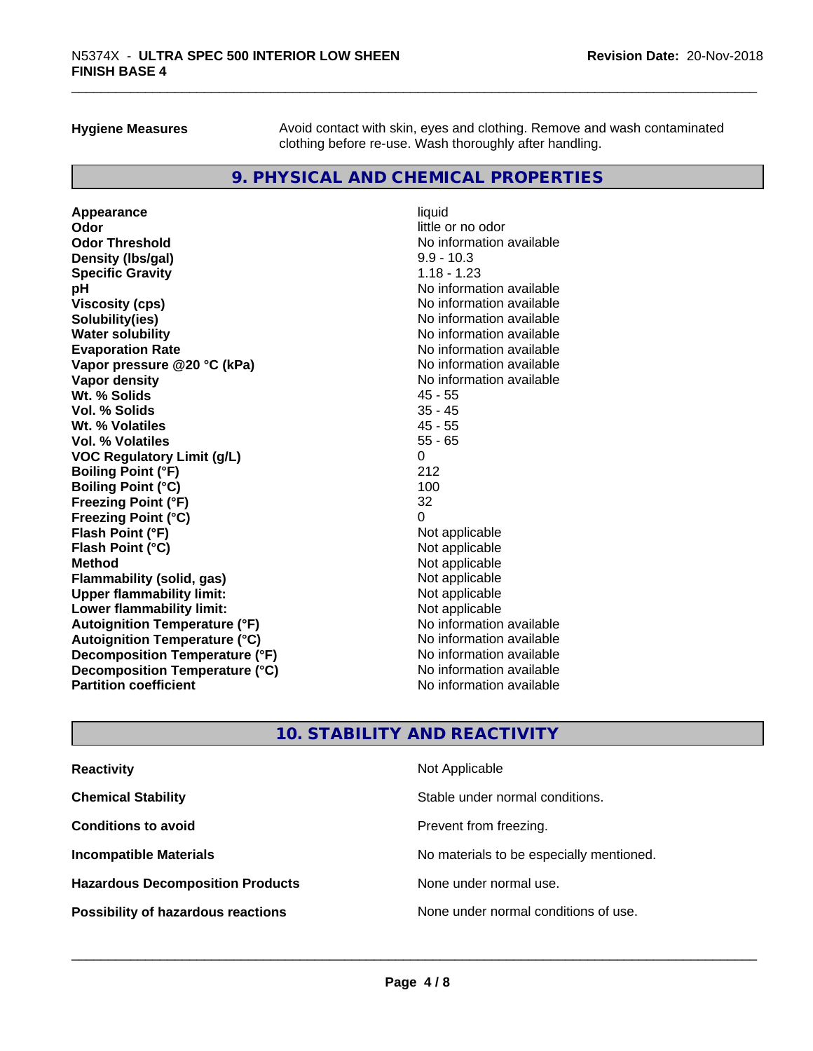**Hygiene Measures** Avoid contact with skin, eyes and clothing. Remove and wash contaminated clothing before re-use. Wash thoroughly after handling.

## 9. PHYSICAL AND CHEMICAL PROPERTIES

| | |
|---|---|
| **Appearance** | liquid |
| **Odor** | little or no odor |
| **Odor Threshold** | No information available |
| **Density (lbs/gal)** | 9.9 - 10.3 |
| **Specific Gravity** | 1.18 - 1.23 |
| **pH** | No information available |
| **Viscosity (cps)** | No information available |
| **Solubility(ies)** | No information available |
| **Water solubility** | No information available |
| **Evaporation Rate** | No information available |
| **Vapor pressure @20 °C (kPa)** | No information available |
| **Vapor density** | No information available |
| **Wt. % Solids** | 45 - 55 |
| **Vol. % Solids** | 35 - 45 |
| **Wt. % Volatiles** | 45 - 55 |
| **Vol. % Volatiles** | 55 - 65 |
| **VOC Regulatory Limit (g/L)** | 0 |
| **Boiling Point (°F)** | 212 |
| **Boiling Point (°C)** | 100 |
| **Freezing Point (°F)** | 32 |
| **Freezing Point (°C)** | 0 |
| **Flash Point (°F)** | Not applicable |
| **Flash Point (°C)** | Not applicable |
| **Method** | Not applicable |
| **Flammability (solid, gas)** | Not applicable |
| **Upper flammability limit:** | Not applicable |
| **Lower flammability limit:** | Not applicable |
| **Autoignition Temperature (°F)** | No information available |
| **Autoignition Temperature (°C)** | No information available |
| **Decomposition Temperature (°F)** | No information available |
| **Decomposition Temperature (°C)** | No information available |
| **Partition coefficient** | No information available |

## 10. STABILITY AND REACTIVITY

| | |
|---|---|
| **Reactivity** | Not Applicable |
| **Chemical Stability** | Stable under normal conditions. |
| **Conditions to avoid** | Prevent from freezing. |
| **Incompatible Materials** | No materials to be especially mentioned. |
| **Hazardous Decomposition Products** | None under normal use. |
| **Possibility of hazardous reactions** | None under normal conditions of use. |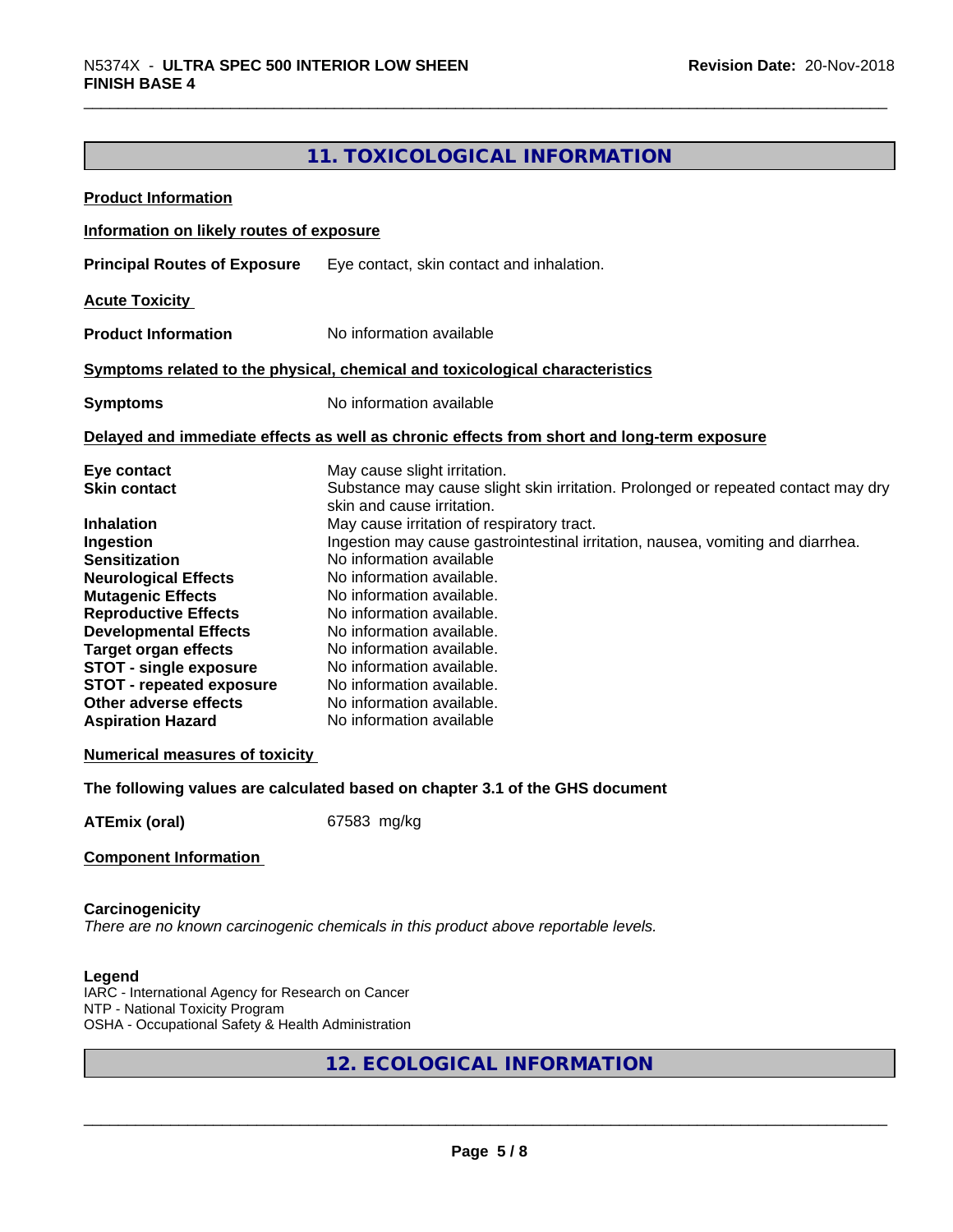## 11. TOXICOLOGICAL INFORMATION

**Product Information**

**Information on likely routes of exposure**

**Principal Routes of Exposure** Eye contact, skin contact and inhalation.

**Acute Toxicity**

**Product Information** No information available

**Symptoms related to the physical, chemical and toxicological characteristics**

**Symptoms** No information available

**Delayed and immediate effects as well as chronic effects from short and long-term exposure**

| | |
|---|---|
| **Eye contact** | May cause slight irritation. |
| **Skin contact** | Substance may cause slight skin irritation. Prolonged or repeated contact may dry skin and cause irritation. |
| **Inhalation** | May cause irritation of respiratory tract. |
| **Ingestion** | Ingestion may cause gastrointestinal irritation, nausea, vomiting and diarrhea. |
| **Sensitization** | No information available |
| **Neurological Effects** | No information available. |
| **Mutagenic Effects** | No information available. |
| **Reproductive Effects** | No information available. |
| **Developmental Effects** | No information available. |
| **Target organ effects** | No information available. |
| **STOT - single exposure** | No information available. |
| **STOT - repeated exposure** | No information available. |
| **Other adverse effects** | No information available. |
| **Aspiration Hazard** | No information available |

**Numerical measures of toxicity**

**The following values are calculated based on chapter 3.1 of the GHS document**

**ATEmix (oral)** 67583 mg/kg

**Component Information**

**Carcinogenicity**

*There are no known carcinogenic chemicals in this product above reportable levels.*

**Legend**

IARC - International Agency for Research on Cancer
NTP - National Toxicity Program
OSHA - Occupational Safety & Health Administration

## 12. ECOLOGICAL INFORMATION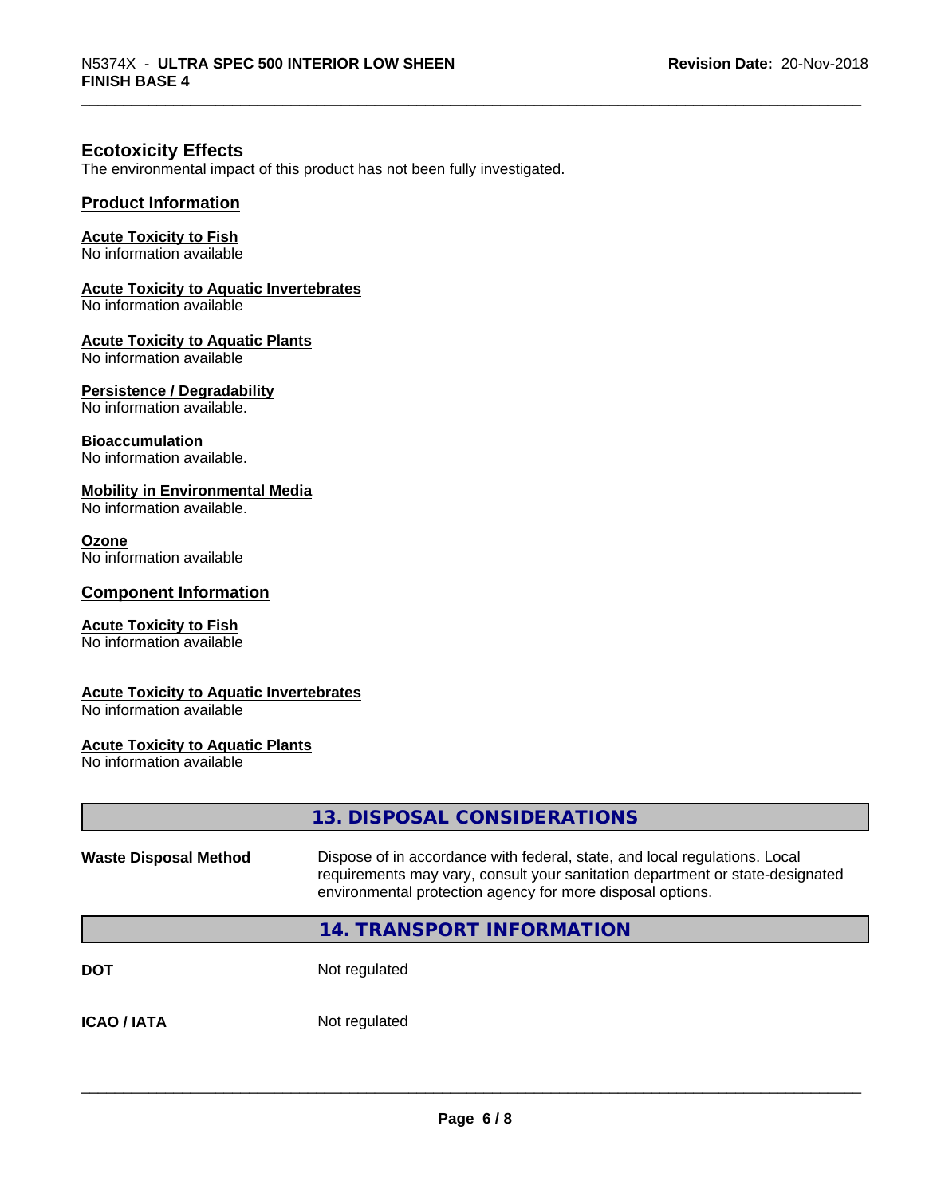## Ecotoxicity Effects

The environmental impact of this product has not been fully investigated.

### Product Information

**Acute Toxicity to Fish**
No information available

**Acute Toxicity to Aquatic Invertebrates**
No information available

**Acute Toxicity to Aquatic Plants**
No information available

**Persistence / Degradability**
No information available.

**Bioaccumulation**
No information available.

**Mobility in Environmental Media**
No information available.

**Ozone**
No information available

### Component Information

**Acute Toxicity to Fish**
No information available

**Acute Toxicity to Aquatic Invertebrates**
No information available

**Acute Toxicity to Aquatic Plants**
No information available

## 13. DISPOSAL CONSIDERATIONS

| | |
|---|---|
| **Waste Disposal Method** | Dispose of in accordance with federal, state, and local regulations. Local requirements may vary, consult your sanitation department or state-designated environmental protection agency for more disposal options. |

## 14. TRANSPORT INFORMATION

| | |
|---|---|
| **DOT** | Not regulated |
| **ICAO / IATA** | Not regulated |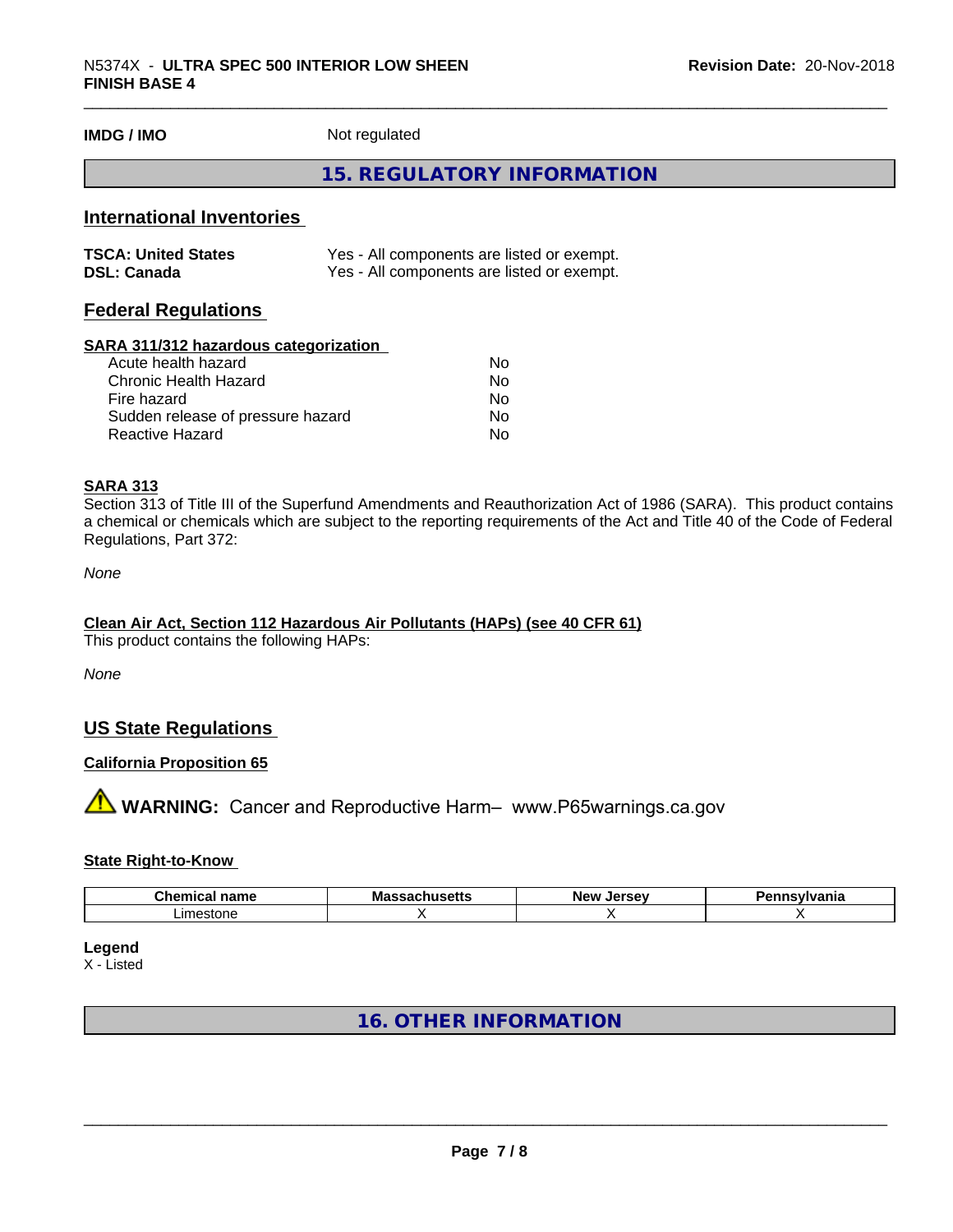**IMDG / IMO** Not regulated

## 15. REGULATORY INFORMATION

### International Inventories

| | |
|---|---|
| **TSCA: United States** | Yes - All components are listed or exempt. |
| **DSL: Canada** | Yes - All components are listed or exempt. |

### Federal Regulations

**SARA 311/312 hazardous categorization**

| | |
|---|---|
| Acute health hazard | No |
| Chronic Health Hazard | No |
| Fire hazard | No |
| Sudden release of pressure hazard | No |
| Reactive Hazard | No |

**SARA 313**

Section 313 of Title III of the Superfund Amendments and Reauthorization Act of 1986 (SARA). This product contains a chemical or chemicals which are subject to the reporting requirements of the Act and Title 40 of the Code of Federal Regulations, Part 372:

*None*

**Clean Air Act, Section 112 Hazardous Air Pollutants (HAPs) (see 40 CFR 61)**

This product contains the following HAPs:

*None*

### US State Regulations

**California Proposition 65**

⚠ **WARNING:** Cancer and Reproductive Harm– www.P65warnings.ca.gov

**State Right-to-Know**

| Chemical name | Massachusetts | New Jersey | Pennsylvania |
|---|---|---|---|
| Limestone | X | X | X |

**Legend**

X - Listed

## 16. OTHER INFORMATION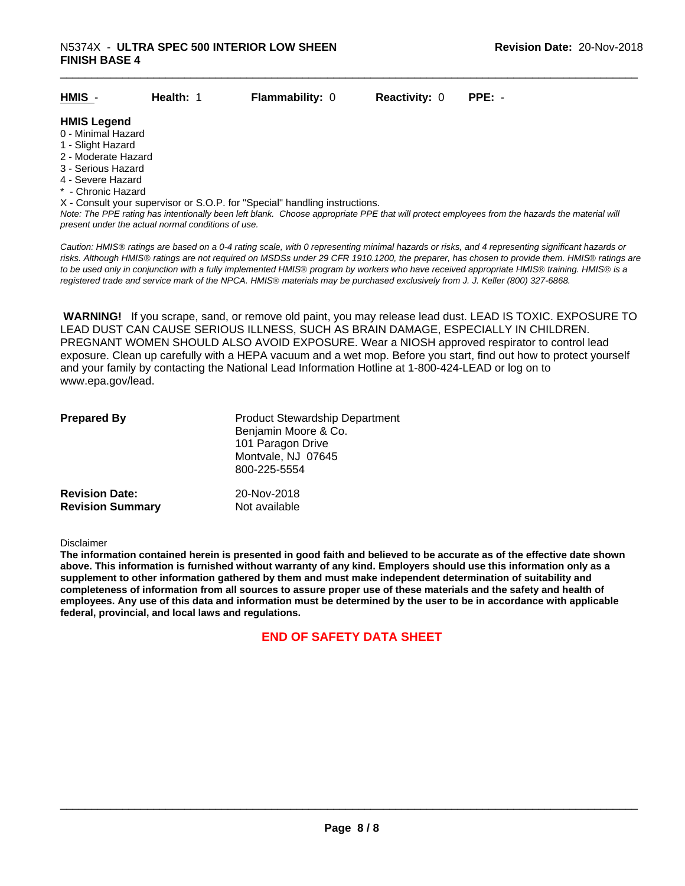| HMIS - | Health: 1 | Flammability: 0 | Reactivity: 0 | PPE: - |
|---|---|---|---|---|

**HMIS Legend**

0 - Minimal Hazard
1 - Slight Hazard
2 - Moderate Hazard
3 - Serious Hazard
4 - Severe Hazard
* - Chronic Hazard
X - Consult your supervisor or S.O.P. for "Special" handling instructions.

*Note: The PPE rating has intentionally been left blank. Choose appropriate PPE that will protect employees from the hazards the material will present under the actual normal conditions of use.*

*Caution: HMIS® ratings are based on a 0-4 rating scale, with 0 representing minimal hazards or risks, and 4 representing significant hazards or risks. Although HMIS® ratings are not required on MSDSs under 29 CFR 1910.1200, the preparer, has chosen to provide them. HMIS® ratings are to be used only in conjunction with a fully implemented HMIS® program by workers who have received appropriate HMIS® training. HMIS® is a registered trade and service mark of the NPCA. HMIS® materials may be purchased exclusively from J. J. Keller (800) 327-6868.*

**WARNING!** If you scrape, sand, or remove old paint, you may release lead dust. LEAD IS TOXIC. EXPOSURE TO LEAD DUST CAN CAUSE SERIOUS ILLNESS, SUCH AS BRAIN DAMAGE, ESPECIALLY IN CHILDREN. PREGNANT WOMEN SHOULD ALSO AVOID EXPOSURE. Wear a NIOSH approved respirator to control lead exposure. Clean up carefully with a HEPA vacuum and a wet mop. Before you start, find out how to protect yourself and your family by contacting the National Lead Information Hotline at 1-800-424-LEAD or log on to www.epa.gov/lead.

| | |
|---|---|
| **Prepared By** | Product Stewardship Department<br>Benjamin Moore & Co.<br>101 Paragon Drive<br>Montvale, NJ 07645<br>800-225-5554 |
| **Revision Date:** | 20-Nov-2018 |
| **Revision Summary** | Not available |

Disclaimer

**The information contained herein is presented in good faith and believed to be accurate as of the effective date shown above. This information is furnished without warranty of any kind. Employers should use this information only as a supplement to other information gathered by them and must make independent determination of suitability and completeness of information from all sources to assure proper use of these materials and the safety and health of employees. Any use of this data and information must be determined by the user to be in accordance with applicable federal, provincial, and local laws and regulations.**

**END OF SAFETY DATA SHEET**